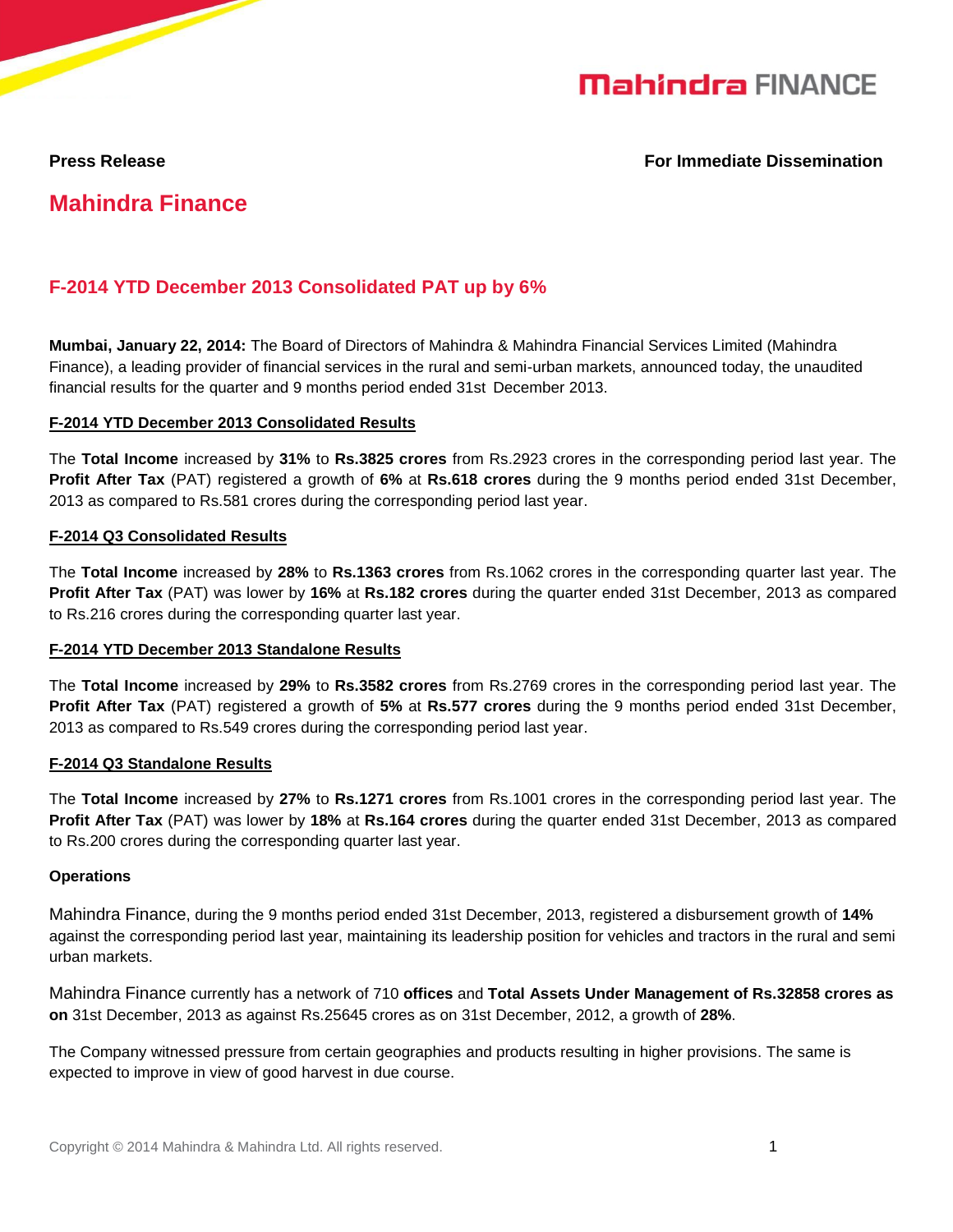**Press Release** **For Immediate Dissemination**

# Mahindra Finance

## F-2014 YTD December 2013 Consolidated PAT up by 6%

**Mumbai, January 22, 2014:** The Board of Directors of Mahindra & Mahindra Financial Services Limited (Mahindra Finance), a leading provider of financial services in the rural and semi-urban markets, announced today, the unaudited financial results for the quarter and 9 months period ended 31st December 2013.

### F-2014 YTD December 2013 Consolidated Results

The **Total Income** increased by **31%** to **Rs.3825 crores** from Rs.2923 crores in the corresponding period last year. The **Profit After Tax** (PAT) registered a growth of **6%** at **Rs.618 crores** during the 9 months period ended 31st December, 2013 as compared to Rs.581 crores during the corresponding period last year.

### F-2014 Q3 Consolidated Results

The **Total Income** increased by **28%** to **Rs.1363 crores** from Rs.1062 crores in the corresponding quarter last year. The **Profit After Tax** (PAT) was lower by **16%** at **Rs.182 crores** during the quarter ended 31st December, 2013 as compared to Rs.216 crores during the corresponding quarter last year.

### F-2014 YTD December 2013 Standalone Results

The **Total Income** increased by **29%** to **Rs.3582 crores** from Rs.2769 crores in the corresponding period last year. The **Profit After Tax** (PAT) registered a growth of **5%** at **Rs.577 crores** during the 9 months period ended 31st December, 2013 as compared to Rs.549 crores during the corresponding period last year.

### F-2014 Q3 Standalone Results

The **Total Income** increased by **27%** to **Rs.1271 crores** from Rs.1001 crores in the corresponding period last year. The **Profit After Tax** (PAT) was lower by **18%** at **Rs.164 crores** during the quarter ended 31st December, 2013 as compared to Rs.200 crores during the corresponding quarter last year.

### Operations

Mahindra Finance, during the 9 months period ended 31st December, 2013, registered a disbursement growth of **14%** against the corresponding period last year, maintaining its leadership position for vehicles and tractors in the rural and semi urban markets.

Mahindra Finance currently has a network of 710 **offices** and **Total Assets Under Management of Rs.32858 crores as on** 31st December, 2013 as against Rs.25645 crores as on 31st December, 2012, a growth of **28%**.

The Company witnessed pressure from certain geographies and products resulting in higher provisions. The same is expected to improve in view of good harvest in due course.

Copyright © 2014 Mahindra & Mahindra Ltd. All rights reserved.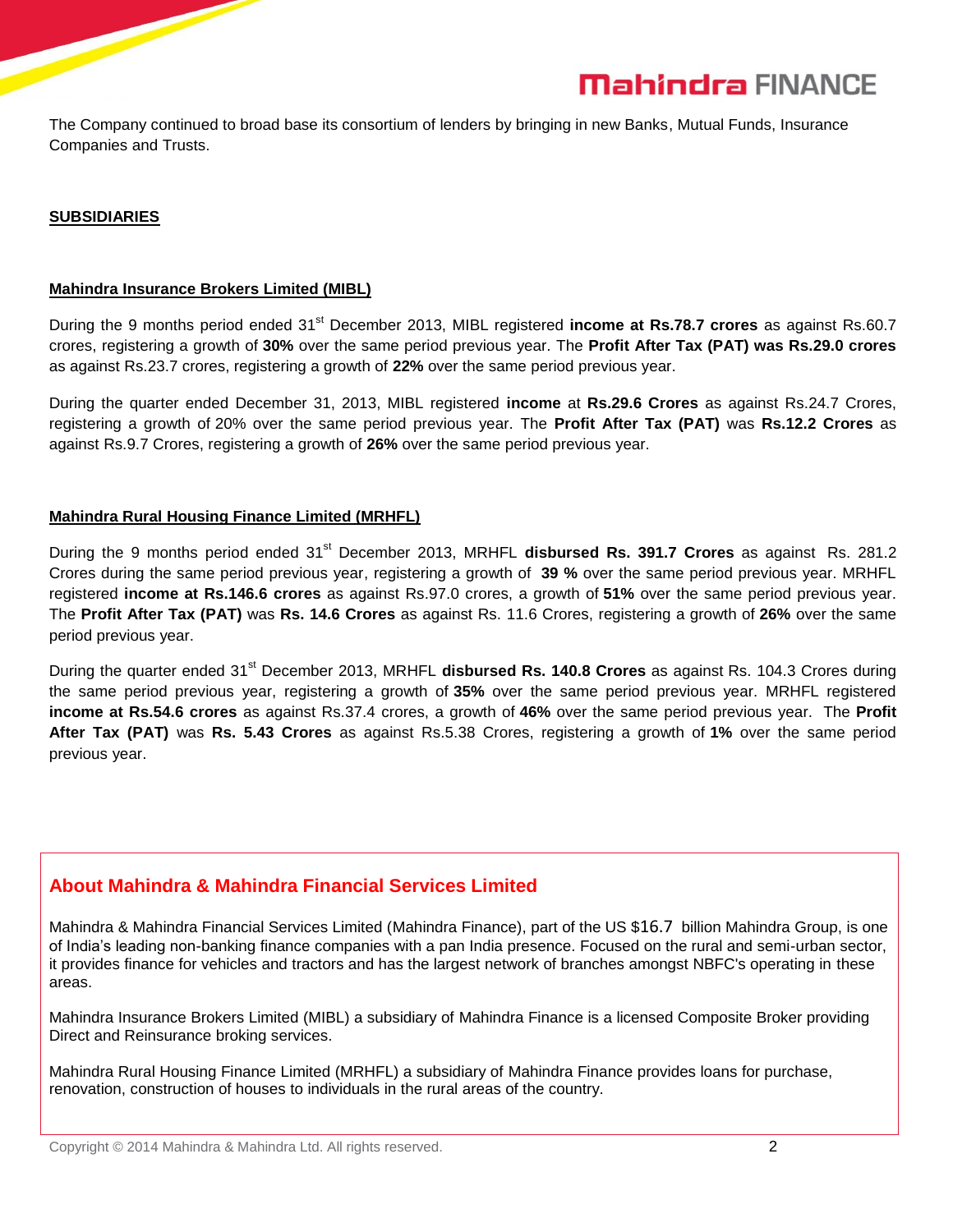The Company continued to broad base its consortium of lenders by bringing in new Banks, Mutual Funds, Insurance Companies and Trusts.

## SUBSIDIARIES

### Mahindra Insurance Brokers Limited (MIBL)

During the 9 months period ended 31st December 2013, MIBL registered **income at Rs.78.7 crores** as against Rs.60.7 crores, registering a growth of **30%** over the same period previous year. The **Profit After Tax (PAT) was Rs.29.0 crores** as against Rs.23.7 crores, registering a growth of **22%** over the same period previous year.

During the quarter ended December 31, 2013, MIBL registered **income** at **Rs.29.6 Crores** as against Rs.24.7 Crores, registering a growth of 20% over the same period previous year. The **Profit After Tax (PAT)** was **Rs.12.2 Crores** as against Rs.9.7 Crores, registering a growth of **26%** over the same period previous year.

### Mahindra Rural Housing Finance Limited (MRHFL)

During the 9 months period ended 31st December 2013, MRHFL **disbursed Rs. 391.7 Crores** as against Rs. 281.2 Crores during the same period previous year, registering a growth of **39 %** over the same period previous year. MRHFL registered **income at Rs.146.6 crores** as against Rs.97.0 crores, a growth of **51%** over the same period previous year. The **Profit After Tax (PAT)** was **Rs. 14.6 Crores** as against Rs. 11.6 Crores, registering a growth of **26%** over the same period previous year.

During the quarter ended 31st December 2013, MRHFL **disbursed Rs. 140.8 Crores** as against Rs. 104.3 Crores during the same period previous year, registering a growth of **35%** over the same period previous year. MRHFL registered **income at Rs.54.6 crores** as against Rs.37.4 crores, a growth of **46%** over the same period previous year. The **Profit After Tax (PAT)** was **Rs. 5.43 Crores** as against Rs.5.38 Crores, registering a growth of **1%** over the same period previous year.

## About Mahindra & Mahindra Financial Services Limited

Mahindra & Mahindra Financial Services Limited (Mahindra Finance), part of the US $16.7 billion Mahindra Group, is one of India's leading non-banking finance companies with a pan India presence. Focused on the rural and semi-urban sector, it provides finance for vehicles and tractors and has the largest network of branches amongst NBFC's operating in these areas.

Mahindra Insurance Brokers Limited (MIBL) a subsidiary of Mahindra Finance is a licensed Composite Broker providing Direct and Reinsurance broking services.

Mahindra Rural Housing Finance Limited (MRHFL) a subsidiary of Mahindra Finance provides loans for purchase, renovation, construction of houses to individuals in the rural areas of the country.

Copyright © 2014 Mahindra & Mahindra Ltd. All rights reserved.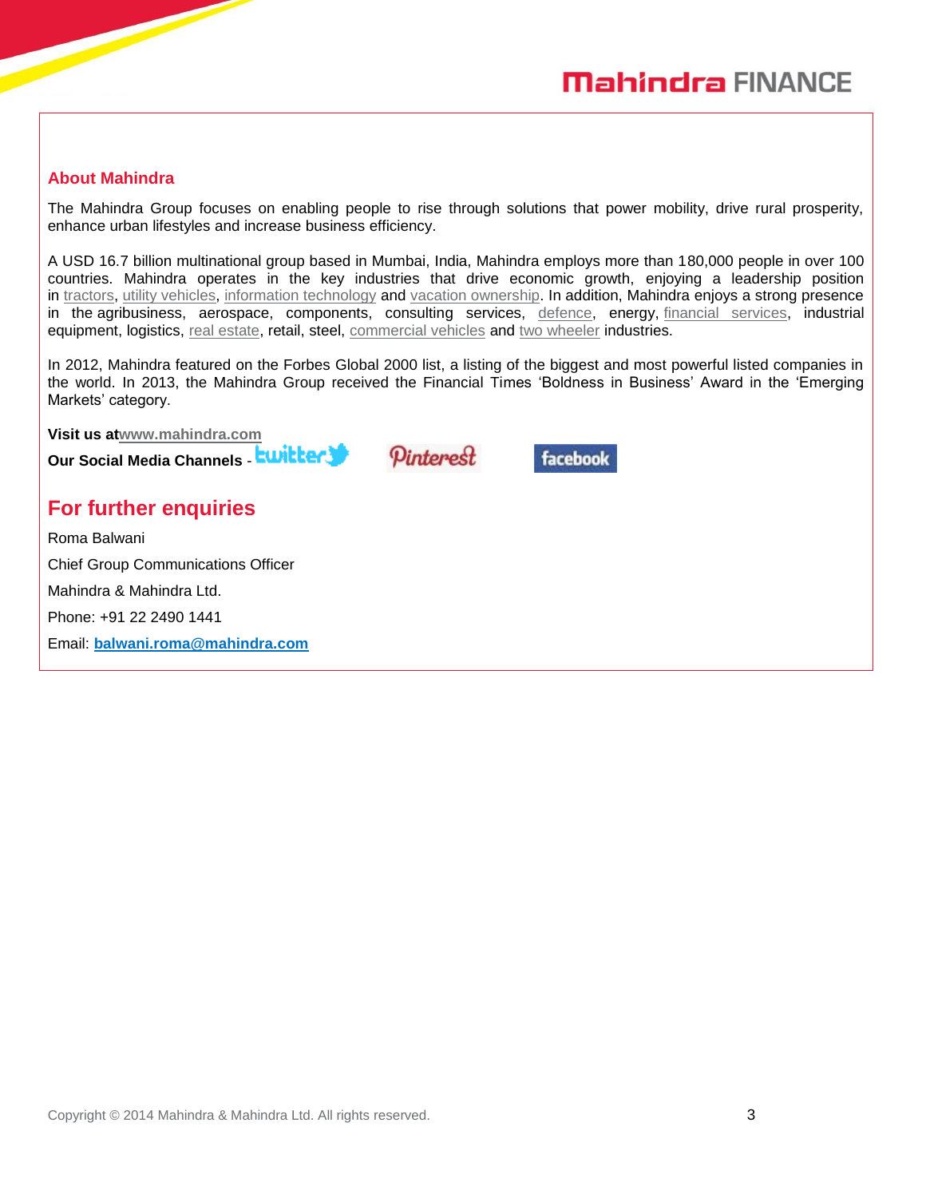## About Mahindra

The Mahindra Group focuses on enabling people to rise through solutions that power mobility, drive rural prosperity, enhance urban lifestyles and increase business efficiency.

A USD 16.7 billion multinational group based in Mumbai, India, Mahindra employs more than 180,000 people in over 100 countries. Mahindra operates in the key industries that drive economic growth, enjoying a leadership position in tractors, utility vehicles, information technology and vacation ownership. In addition, Mahindra enjoys a strong presence in the agribusiness, aerospace, components, consulting services, defence, energy, financial services, industrial equipment, logistics, real estate, retail, steel, commercial vehicles and two wheeler industries.

In 2012, Mahindra featured on the Forbes Global 2000 list, a listing of the biggest and most powerful listed companies in the world. In 2013, the Mahindra Group received the Financial Times 'Boldness in Business' Award in the 'Emerging Markets' category.

**Visit us at**www.mahindra.com

**Our Social Media Channels** - twitter Pinterest facebook

## For further enquiries

Roma Balwani

Chief Group Communications Officer

Mahindra & Mahindra Ltd.

Phone: +91 22 2490 1441

Email: **balwani.roma@mahindra.com**

Copyright © 2014 Mahindra & Mahindra Ltd. All rights reserved.